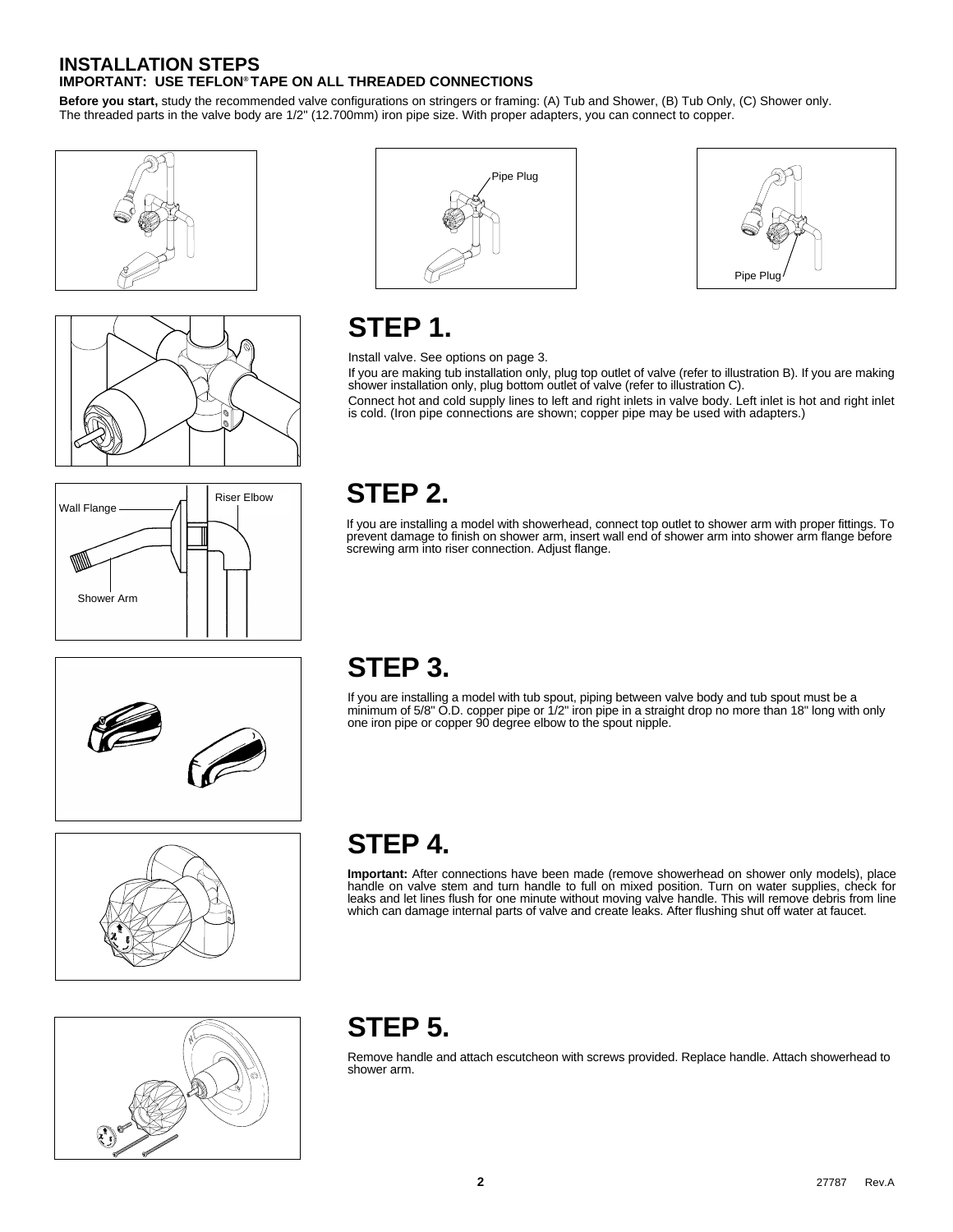## INSTALLATION STEPS

### IMPORTANT: USE TEFLON® TAPE ON ALL THREADED CONNECTIONS

**Before you start,** study the recommended valve configurations on stringers or framing: (A) Tub and Shower, (B) Tub Only, (C) Shower only. The threaded parts in the valve body are 1/2" (12.700mm) iron pipe size. With proper adapters, you can connect to copper.

Pipe Plug

Pipe Plug

# STEP 1.

Install valve. See options on page 3.

If you are making tub installation only, plug top outlet of valve (refer to illustration B). If you are making shower installation only, plug bottom outlet of valve (refer to illustration C).

Connect hot and cold supply lines to left and right inlets in valve body. Left inlet is hot and right inlet is cold. (Iron pipe connections are shown; copper pipe may be used with adapters.)

Wall Flange

Riser Elbow

Shower Arm

# STEP 2.

If you are installing a model with showerhead, connect top outlet to shower arm with proper fittings. To prevent damage to finish on shower arm, insert wall end of shower arm into shower arm flange before screwing arm into riser connection. Adjust flange.

# STEP 3.

If you are installing a model with tub spout, piping between valve body and tub spout must be a minimum of 5/8" O.D. copper pipe or 1/2" iron pipe in a straight drop no more than 18" long with only one iron pipe or copper 90 degree elbow to the spout nipple.

# STEP 4.

**Important:** After connections have been made (remove showerhead on shower only models), place handle on valve stem and turn handle to full on mixed position. Turn on water supplies, check for leaks and let lines flush for one minute without moving valve handle. This will remove debris from line which can damage internal parts of valve and create leaks. After flushing shut off water at faucet.

# STEP 5.

Remove handle and attach escutcheon with screws provided. Replace handle. Attach showerhead to shower arm.

27787 Rev.A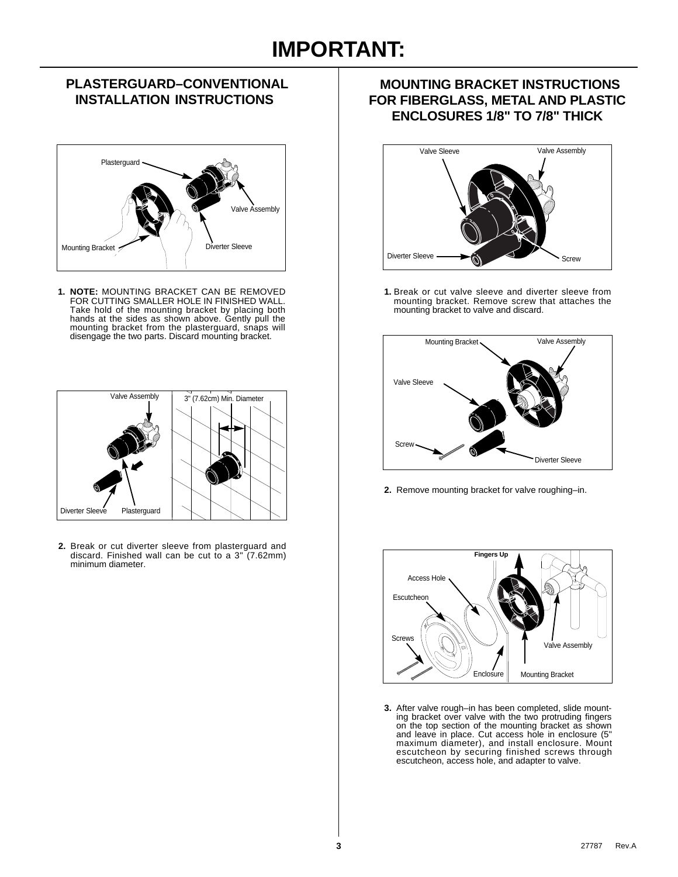# IMPORTANT:

## PLASTERGUARD–CONVENTIONAL INSTALLATION INSTRUCTIONS

Plasterguard

Valve Assembly

Mounting Bracket

Diverter Sleeve

1. **NOTE:** MOUNTING BRACKET CAN BE REMOVED FOR CUTTING SMALLER HOLE IN FINISHED WALL. Take hold of the mounting bracket by placing both hands at the sides as shown above. Gently pull the mounting bracket from the plasterguard, snaps will disengage the two parts. Discard mounting bracket.

Valve Assembly

3" (7.62cm) Min. Diameter

Diverter Sleeve

Plasterguard

2. Break or cut diverter sleeve from plasterguard and discard. Finished wall can be cut to a 3" (7.62mm) minimum diameter.

## MOUNTING BRACKET INSTRUCTIONS FOR FIBERGLASS, METAL AND PLASTIC ENCLOSURES 1/8" TO 7/8" THICK

Valve Sleeve

Valve Assembly

Diverter Sleeve

Screw

1. Break or cut valve sleeve and diverter sleeve from mounting bracket. Remove screw that attaches the mounting bracket to valve and discard.

Mounting Bracket

Valve Assembly

Valve Sleeve

Screw

Diverter Sleeve

2. Remove mounting bracket for valve roughing–in.

Fingers Up

Access Hole

Escutcheon

Screws

Valve Assembly

Enclosure

Mounting Bracket

3. After valve rough–in has been completed, slide mounting bracket over valve with the two protruding fingers on the top section of the mounting bracket as shown and leave in place. Cut access hole in enclosure (5" maximum diameter), and install enclosure. Mount escutcheon by securing finished screws through escutcheon, access hole, and adapter to valve.

27787 Rev.A